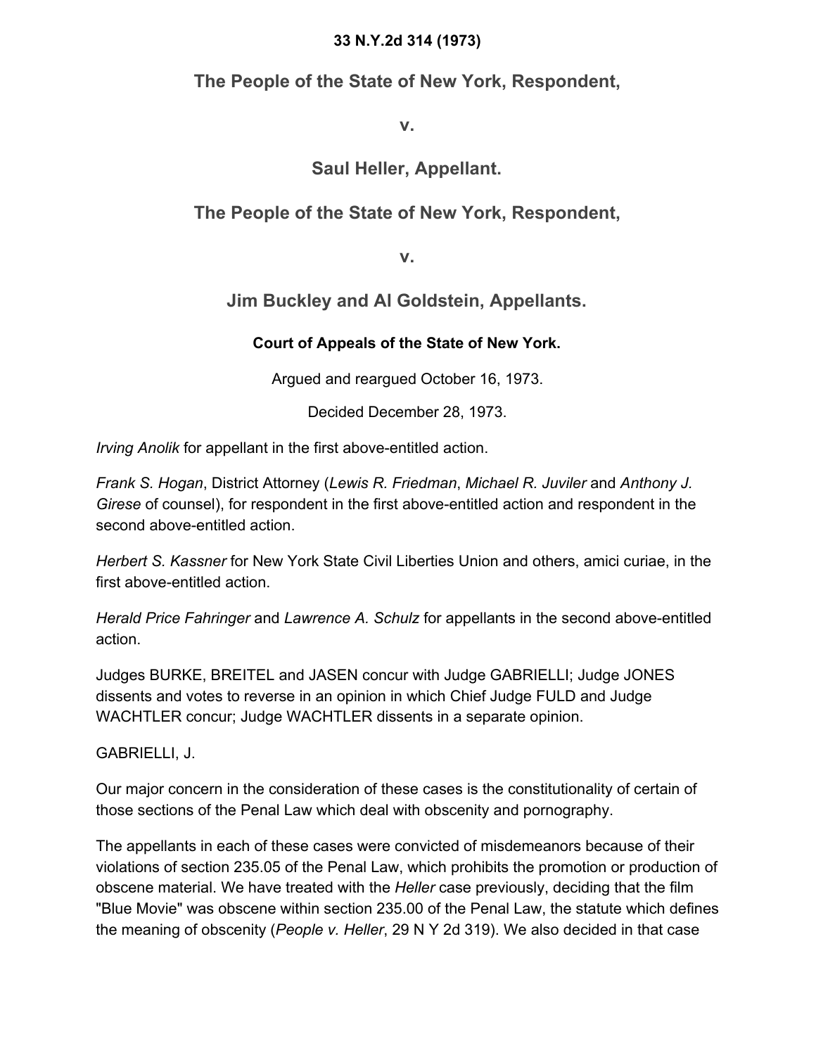**33 N.Y.2d 314 (1973)**

## The People of the State of New York, Respondent,

## v.

## Saul Heller, Appellant.

## The People of the State of New York, Respondent,

## v.

## Jim Buckley and Al Goldstein, Appellants.

**Court of Appeals of the State of New York.**

Argued and reargued October 16, 1973.

Decided December 28, 1973.

*Irving Anolik* for appellant in the first above-entitled action.

*Frank S. Hogan*, District Attorney (*Lewis R. Friedman*, *Michael R. Juviler* and *Anthony J. Girese* of counsel), for respondent in the first above-entitled action and respondent in the second above-entitled action.

*Herbert S. Kassner* for New York State Civil Liberties Union and others, amici curiae, in the first above-entitled action.

*Herald Price Fahringer* and *Lawrence A. Schulz* for appellants in the second above-entitled action.

Judges BURKE, BREITEL and JASEN concur with Judge GABRIELLI; Judge JONES dissents and votes to reverse in an opinion in which Chief Judge FULD and Judge WACHTLER concur; Judge WACHTLER dissents in a separate opinion.

GABRIELLI, J.

Our major concern in the consideration of these cases is the constitutionality of certain of those sections of the Penal Law which deal with obscenity and pornography.

The appellants in each of these cases were convicted of misdemeanors because of their violations of section 235.05 of the Penal Law, which prohibits the promotion or production of obscene material. We have treated with the *Heller* case previously, deciding that the film "Blue Movie" was obscene within section 235.00 of the Penal Law, the statute which defines the meaning of obscenity (*People v. Heller*, 29 N Y 2d 319). We also decided in that case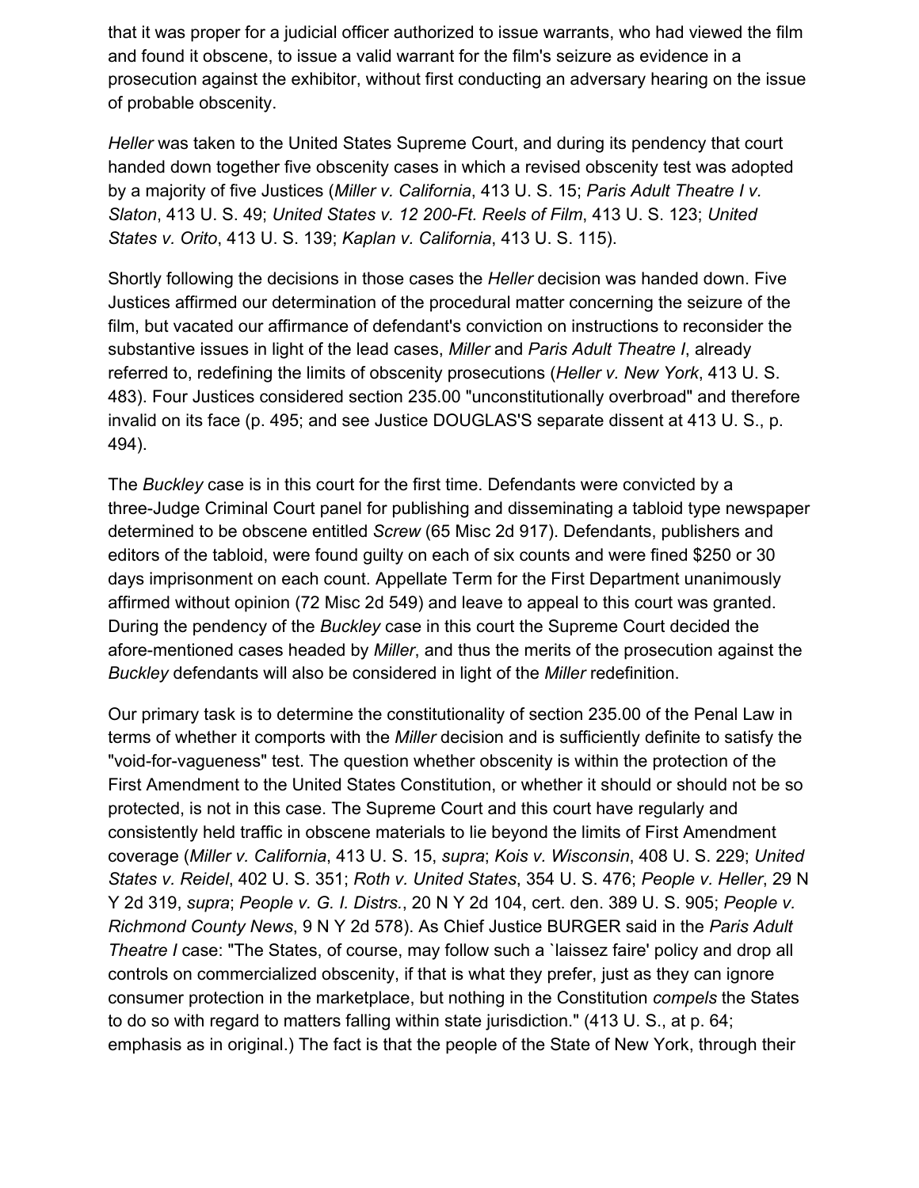that it was proper for a judicial officer authorized to issue warrants, who had viewed the film and found it obscene, to issue a valid warrant for the film's seizure as evidence in a prosecution against the exhibitor, without first conducting an adversary hearing on the issue of probable obscenity.

*Heller* was taken to the United States Supreme Court, and during its pendency that court handed down together five obscenity cases in which a revised obscenity test was adopted by a majority of five Justices (*Miller v. California*, 413 U. S. 15; *Paris Adult Theatre I v. Slaton*, 413 U. S. 49; *United States v. 12 200-Ft. Reels of Film*, 413 U. S. 123; *United States v. Orito*, 413 U. S. 139; *Kaplan v. California*, 413 U. S. 115).

Shortly following the decisions in those cases the *Heller* decision was handed down. Five Justices affirmed our determination of the procedural matter concerning the seizure of the film, but vacated our affirmance of defendant's conviction on instructions to reconsider the substantive issues in light of the lead cases, *Miller* and *Paris Adult Theatre I*, already referred to, redefining the limits of obscenity prosecutions (*Heller v. New York*, 413 U. S. 483). Four Justices considered section 235.00 "unconstitutionally overbroad" and therefore invalid on its face (p. 495; and see Justice DOUGLAS'S separate dissent at 413 U. S., p. 494).

The *Buckley* case is in this court for the first time. Defendants were convicted by a three-Judge Criminal Court panel for publishing and disseminating a tabloid type newspaper determined to be obscene entitled *Screw* (65 Misc 2d 917). Defendants, publishers and editors of the tabloid, were found guilty on each of six counts and were fined $250 or 30 days imprisonment on each count. Appellate Term for the First Department unanimously affirmed without opinion (72 Misc 2d 549) and leave to appeal to this court was granted. During the pendency of the *Buckley* case in this court the Supreme Court decided the afore-mentioned cases headed by *Miller*, and thus the merits of the prosecution against the *Buckley* defendants will also be considered in light of the *Miller* redefinition.

Our primary task is to determine the constitutionality of section 235.00 of the Penal Law in terms of whether it comports with the *Miller* decision and is sufficiently definite to satisfy the "void-for-vagueness" test. The question whether obscenity is within the protection of the First Amendment to the United States Constitution, or whether it should or should not be so protected, is not in this case. The Supreme Court and this court have regularly and consistently held traffic in obscene materials to lie beyond the limits of First Amendment coverage (*Miller v. California*, 413 U. S. 15, *supra*; *Kois v. Wisconsin*, 408 U. S. 229; *United States v. Reidel*, 402 U. S. 351; *Roth v. United States*, 354 U. S. 476; *People v. Heller*, 29 N Y 2d 319, *supra*; *People v. G. I. Distrs.*, 20 N Y 2d 104, cert. den. 389 U. S. 905; *People v. Richmond County News*, 9 N Y 2d 578). As Chief Justice BURGER said in the *Paris Adult Theatre I* case: "The States, of course, may follow such a `laissez faire' policy and drop all controls on commercialized obscenity, if that is what they prefer, just as they can ignore consumer protection in the marketplace, but nothing in the Constitution *compels* the States to do so with regard to matters falling within state jurisdiction." (413 U. S., at p. 64; emphasis as in original.) The fact is that the people of the State of New York, through their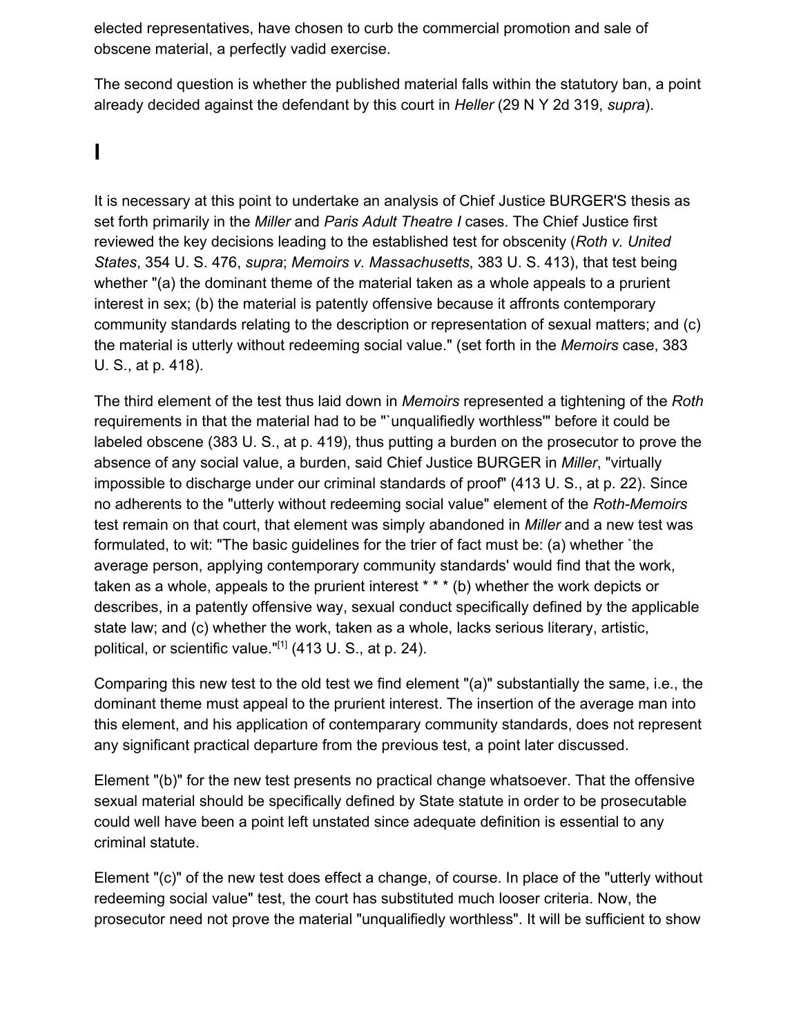elected representatives, have chosen to curb the commercial promotion and sale of obscene material, a perfectly vadid exercise.

The second question is whether the published material falls within the statutory ban, a point already decided against the defendant by this court in *Heller* (29 N Y 2d 319, *supra*).

# I

It is necessary at this point to undertake an analysis of Chief Justice BURGER'S thesis as set forth primarily in the *Miller* and *Paris Adult Theatre I* cases. The Chief Justice first reviewed the key decisions leading to the established test for obscenity (*Roth v. United States*, 354 U. S. 476, *supra*; *Memoirs v. Massachusetts*, 383 U. S. 413), that test being whether "(a) the dominant theme of the material taken as a whole appeals to a prurient interest in sex; (b) the material is patently offensive because it affronts contemporary community standards relating to the description or representation of sexual matters; and (c) the material is utterly without redeeming social value." (set forth in the *Memoirs* case, 383 U. S., at p. 418).

The third element of the test thus laid down in *Memoirs* represented a tightening of the *Roth* requirements in that the material had to be "`unqualifiedly worthless'" before it could be labeled obscene (383 U. S., at p. 419), thus putting a burden on the prosecutor to prove the absence of any social value, a burden, said Chief Justice BURGER in *Miller*, "virtually impossible to discharge under our criminal standards of proof" (413 U. S., at p. 22). Since no adherents to the "utterly without redeeming social value" element of the *Roth-Memoirs* test remain on that court, that element was simply abandoned in *Miller* and a new test was formulated, to wit: "The basic guidelines for the trier of fact must be: (a) whether `the average person, applying contemporary community standards' would find that the work, taken as a whole, appeals to the prurient interest * * * (b) whether the work depicts or describes, in a patently offensive way, sexual conduct specifically defined by the applicable state law; and (c) whether the work, taken as a whole, lacks serious literary, artistic, political, or scientific value."[1] (413 U. S., at p. 24).

Comparing this new test to the old test we find element "(a)" substantially the same, i.e., the dominant theme must appeal to the prurient interest. The insertion of the average man into this element, and his application of contemparary community standards, does not represent any significant practical departure from the previous test, a point later discussed.

Element "(b)" for the new test presents no practical change whatsoever. That the offensive sexual material should be specifically defined by State statute in order to be prosecutable could well have been a point left unstated since adequate definition is essential to any criminal statute.

Element "(c)" of the new test does effect a change, of course. In place of the "utterly without redeeming social value" test, the court has substituted much looser criteria. Now, the prosecutor need not prove the material "unqualifiedly worthless". It will be sufficient to show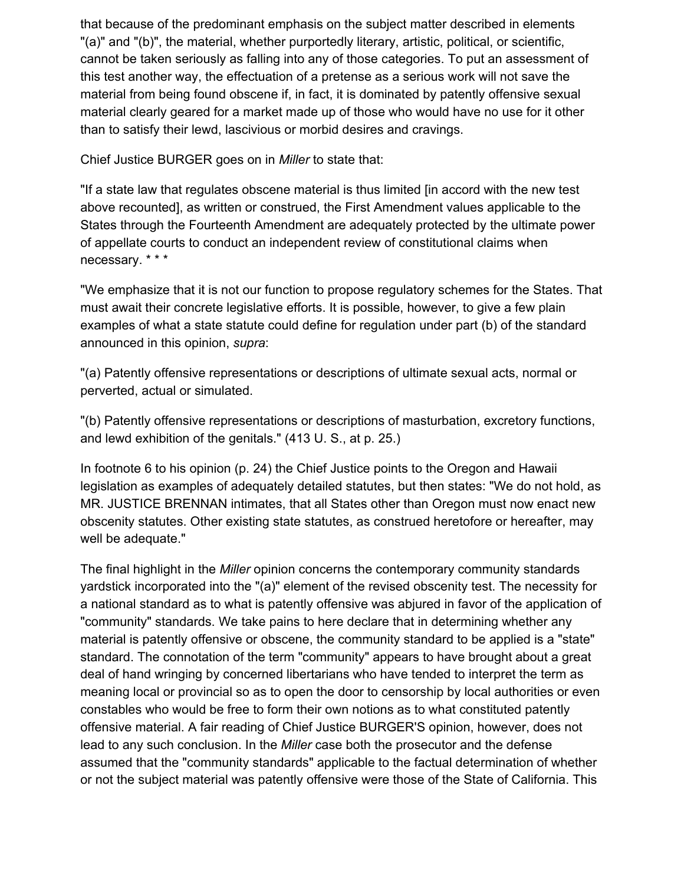that because of the predominant emphasis on the subject matter described in elements "(a)" and "(b)", the material, whether purportedly literary, artistic, political, or scientific, cannot be taken seriously as falling into any of those categories. To put an assessment of this test another way, the effectuation of a pretense as a serious work will not save the material from being found obscene if, in fact, it is dominated by patently offensive sexual material clearly geared for a market made up of those who would have no use for it other than to satisfy their lewd, lascivious or morbid desires and cravings.

Chief Justice BURGER goes on in *Miller* to state that:

"If a state law that regulates obscene material is thus limited [in accord with the new test above recounted], as written or construed, the First Amendment values applicable to the States through the Fourteenth Amendment are adequately protected by the ultimate power of appellate courts to conduct an independent review of constitutional claims when necessary. * * *

"We emphasize that it is not our function to propose regulatory schemes for the States. That must await their concrete legislative efforts. It is possible, however, to give a few plain examples of what a state statute could define for regulation under part (b) of the standard announced in this opinion, *supra*:

"(a) Patently offensive representations or descriptions of ultimate sexual acts, normal or perverted, actual or simulated.

"(b) Patently offensive representations or descriptions of masturbation, excretory functions, and lewd exhibition of the genitals." (413 U. S., at p. 25.)

In footnote 6 to his opinion (p. 24) the Chief Justice points to the Oregon and Hawaii legislation as examples of adequately detailed statutes, but then states: "We do not hold, as MR. JUSTICE BRENNAN intimates, that all States other than Oregon must now enact new obscenity statutes. Other existing state statutes, as construed heretofore or hereafter, may well be adequate."

The final highlight in the *Miller* opinion concerns the contemporary community standards yardstick incorporated into the "(a)" element of the revised obscenity test. The necessity for a national standard as to what is patently offensive was abjured in favor of the application of "community" standards. We take pains to here declare that in determining whether any material is patently offensive or obscene, the community standard to be applied is a "state" standard. The connotation of the term "community" appears to have brought about a great deal of hand wringing by concerned libertarians who have tended to interpret the term as meaning local or provincial so as to open the door to censorship by local authorities or even constables who would be free to form their own notions as to what constituted patently offensive material. A fair reading of Chief Justice BURGER'S opinion, however, does not lead to any such conclusion. In the *Miller* case both the prosecutor and the defense assumed that the "community standards" applicable to the factual determination of whether or not the subject material was patently offensive were those of the State of California. This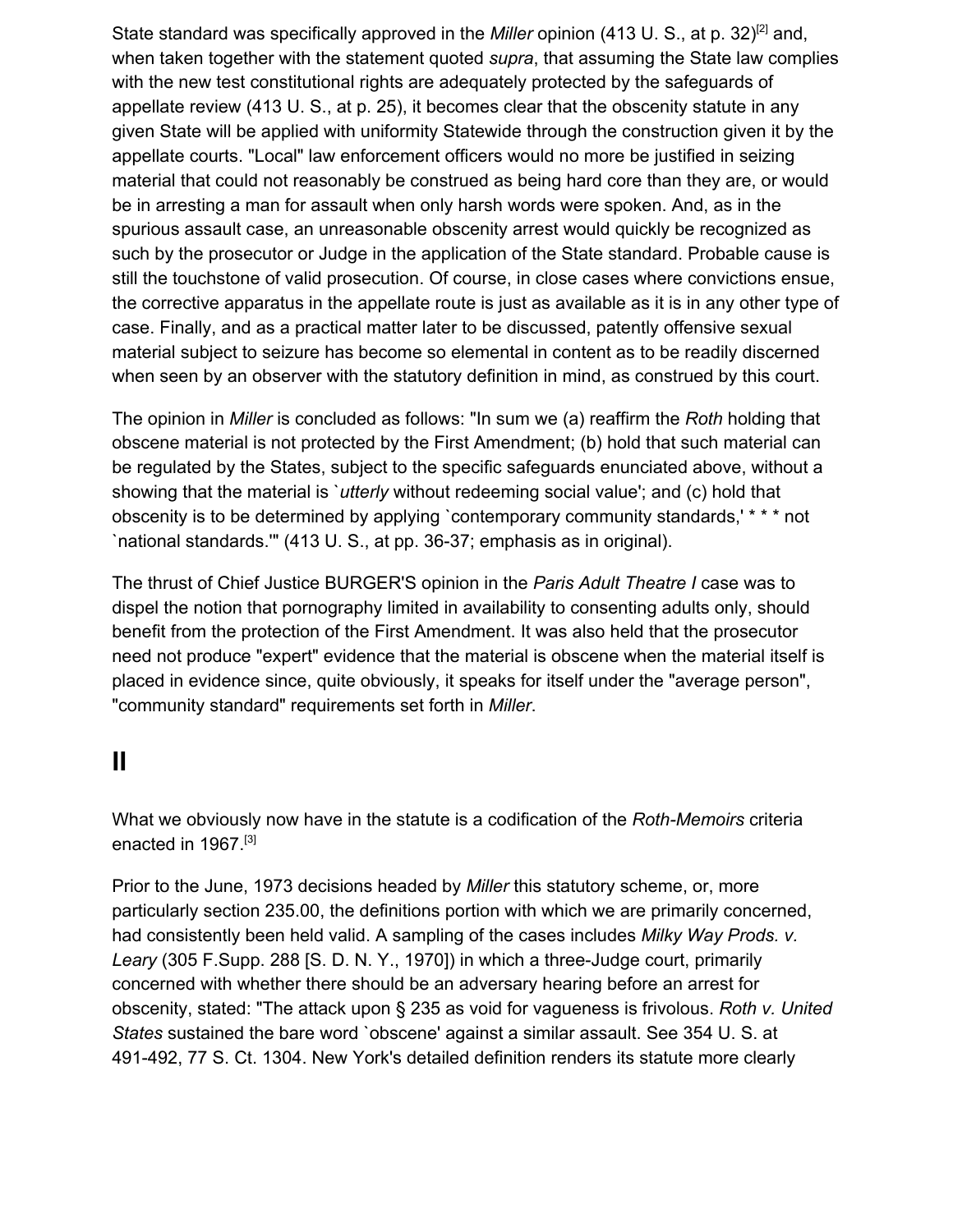State standard was specifically approved in the *Miller* opinion (413 U. S., at p. 32)[2] and, when taken together with the statement quoted *supra*, that assuming the State law complies with the new test constitutional rights are adequately protected by the safeguards of appellate review (413 U. S., at p. 25), it becomes clear that the obscenity statute in any given State will be applied with uniformity Statewide through the construction given it by the appellate courts. "Local" law enforcement officers would no more be justified in seizing material that could not reasonably be construed as being hard core than they are, or would be in arresting a man for assault when only harsh words were spoken. And, as in the spurious assault case, an unreasonable obscenity arrest would quickly be recognized as such by the prosecutor or Judge in the application of the State standard. Probable cause is still the touchstone of valid prosecution. Of course, in close cases where convictions ensue, the corrective apparatus in the appellate route is just as available as it is in any other type of case. Finally, and as a practical matter later to be discussed, patently offensive sexual material subject to seizure has become so elemental in content as to be readily discerned when seen by an observer with the statutory definition in mind, as construed by this court.

The opinion in *Miller* is concluded as follows: "In sum we (a) reaffirm the *Roth* holding that obscene material is not protected by the First Amendment; (b) hold that such material can be regulated by the States, subject to the specific safeguards enunciated above, without a showing that the material is `*utterly* without redeeming social value'; and (c) hold that obscenity is to be determined by applying `contemporary community standards,' * * * not `national standards.'" (413 U. S., at pp. 36-37; emphasis as in original).

The thrust of Chief Justice BURGER'S opinion in the *Paris Adult Theatre I* case was to dispel the notion that pornography limited in availability to consenting adults only, should benefit from the protection of the First Amendment. It was also held that the prosecutor need not produce "expert" evidence that the material is obscene when the material itself is placed in evidence since, quite obviously, it speaks for itself under the "average person", "community standard" requirements set forth in *Miller*.

## II

What we obviously now have in the statute is a codification of the *Roth-Memoirs* criteria enacted in 1967.[3]

Prior to the June, 1973 decisions headed by *Miller* this statutory scheme, or, more particularly section 235.00, the definitions portion with which we are primarily concerned, had consistently been held valid. A sampling of the cases includes *Milky Way Prods. v. Leary* (305 F.Supp. 288 [S. D. N. Y., 1970]) in which a three-Judge court, primarily concerned with whether there should be an adversary hearing before an arrest for obscenity, stated: "The attack upon § 235 as void for vagueness is frivolous. *Roth v. United States* sustained the bare word `obscene' against a similar assault. See 354 U. S. at 491-492, 77 S. Ct. 1304. New York's detailed definition renders its statute more clearly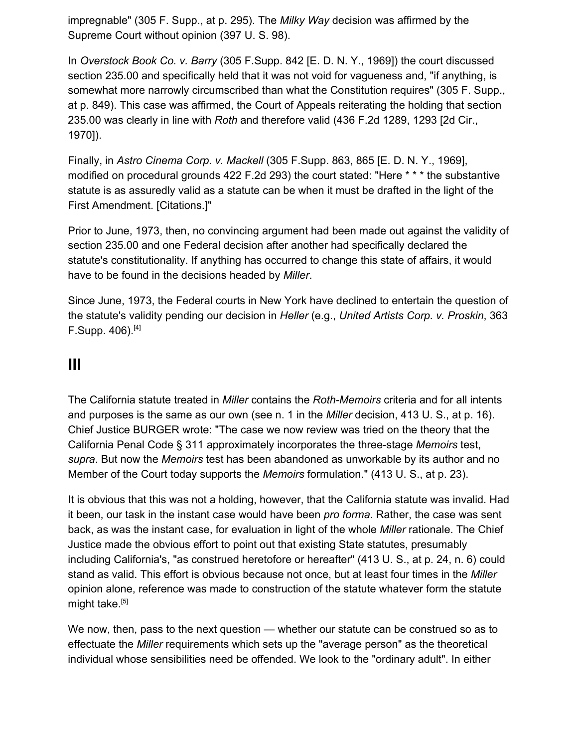impregnable" (305 F. Supp., at p. 295). The *Milky Way* decision was affirmed by the Supreme Court without opinion (397 U. S. 98).

In *Overstock Book Co. v. Barry* (305 F.Supp. 842 [E. D. N. Y., 1969]) the court discussed section 235.00 and specifically held that it was not void for vagueness and, "if anything, is somewhat more narrowly circumscribed than what the Constitution requires" (305 F. Supp., at p. 849). This case was affirmed, the Court of Appeals reiterating the holding that section 235.00 was clearly in line with *Roth* and therefore valid (436 F.2d 1289, 1293 [2d Cir., 1970]).

Finally, in *Astro Cinema Corp. v. Mackell* (305 F.Supp. 863, 865 [E. D. N. Y., 1969], modified on procedural grounds 422 F.2d 293) the court stated: "Here * * * the substantive statute is as assuredly valid as a statute can be when it must be drafted in the light of the First Amendment. [Citations.]"

Prior to June, 1973, then, no convincing argument had been made out against the validity of section 235.00 and one Federal decision after another had specifically declared the statute's constitutionality. If anything has occurred to change this state of affairs, it would have to be found in the decisions headed by *Miller*.

Since June, 1973, the Federal courts in New York have declined to entertain the question of the statute's validity pending our decision in *Heller* (e.g., *United Artists Corp. v. Proskin*, 363 F.Supp. 406).[4]

# III

The California statute treated in *Miller* contains the *Roth-Memoirs* criteria and for all intents and purposes is the same as our own (see n. 1 in the *Miller* decision, 413 U. S., at p. 16). Chief Justice BURGER wrote: "The case we now review was tried on the theory that the California Penal Code § 311 approximately incorporates the three-stage *Memoirs* test, *supra*. But now the *Memoirs* test has been abandoned as unworkable by its author and no Member of the Court today supports the *Memoirs* formulation." (413 U. S., at p. 23).

It is obvious that this was not a holding, however, that the California statute was invalid. Had it been, our task in the instant case would have been *pro forma*. Rather, the case was sent back, as was the instant case, for evaluation in light of the whole *Miller* rationale. The Chief Justice made the obvious effort to point out that existing State statutes, presumably including California's, "as construed heretofore or hereafter" (413 U. S., at p. 24, n. 6) could stand as valid. This effort is obvious because not once, but at least four times in the *Miller* opinion alone, reference was made to construction of the statute whatever form the statute might take.[5]

We now, then, pass to the next question — whether our statute can be construed so as to effectuate the *Miller* requirements which sets up the "average person" as the theoretical individual whose sensibilities need be offended. We look to the "ordinary adult". In either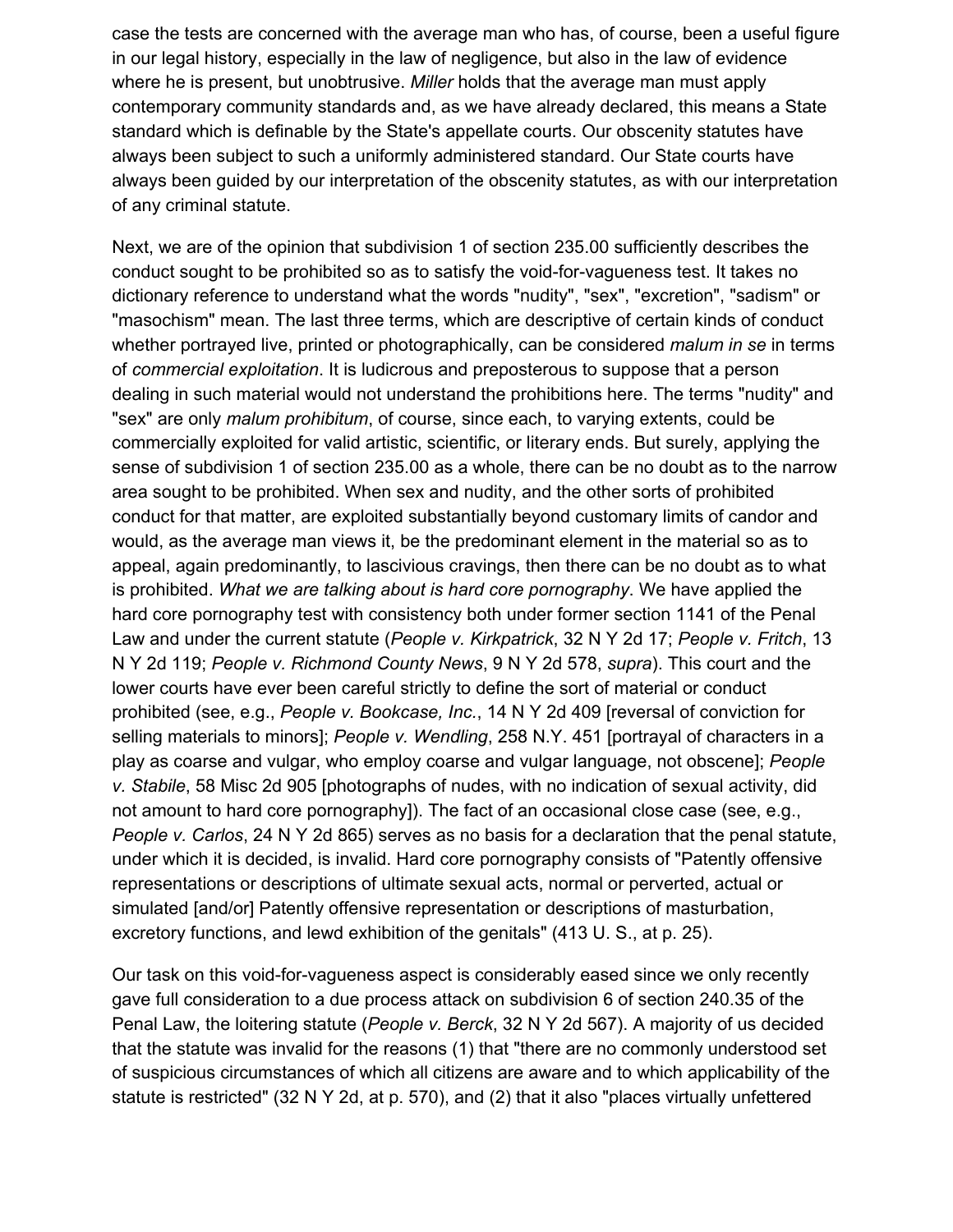case the tests are concerned with the average man who has, of course, been a useful figure in our legal history, especially in the law of negligence, but also in the law of evidence where he is present, but unobtrusive. *Miller* holds that the average man must apply contemporary community standards and, as we have already declared, this means a State standard which is definable by the State's appellate courts. Our obscenity statutes have always been subject to such a uniformly administered standard. Our State courts have always been guided by our interpretation of the obscenity statutes, as with our interpretation of any criminal statute.

Next, we are of the opinion that subdivision 1 of section 235.00 sufficiently describes the conduct sought to be prohibited so as to satisfy the void-for-vagueness test. It takes no dictionary reference to understand what the words "nudity", "sex", "excretion", "sadism" or "masochism" mean. The last three terms, which are descriptive of certain kinds of conduct whether portrayed live, printed or photographically, can be considered *malum in se* in terms of *commercial exploitation*. It is ludicrous and preposterous to suppose that a person dealing in such material would not understand the prohibitions here. The terms "nudity" and "sex" are only *malum prohibitum*, of course, since each, to varying extents, could be commercially exploited for valid artistic, scientific, or literary ends. But surely, applying the sense of subdivision 1 of section 235.00 as a whole, there can be no doubt as to the narrow area sought to be prohibited. When sex and nudity, and the other sorts of prohibited conduct for that matter, are exploited substantially beyond customary limits of candor and would, as the average man views it, be the predominant element in the material so as to appeal, again predominantly, to lascivious cravings, then there can be no doubt as to what is prohibited. *What we are talking about is hard core pornography*. We have applied the hard core pornography test with consistency both under former section 1141 of the Penal Law and under the current statute (*People v. Kirkpatrick*, 32 N Y 2d 17; *People v. Fritch*, 13 N Y 2d 119; *People v. Richmond County News*, 9 N Y 2d 578, *supra*). This court and the lower courts have ever been careful strictly to define the sort of material or conduct prohibited (see, e.g., *People v. Bookcase, Inc.*, 14 N Y 2d 409 [reversal of conviction for selling materials to minors]; *People v. Wendling*, 258 N.Y. 451 [portrayal of characters in a play as coarse and vulgar, who employ coarse and vulgar language, not obscene]; *People v. Stabile*, 58 Misc 2d 905 [photographs of nudes, with no indication of sexual activity, did not amount to hard core pornography]). The fact of an occasional close case (see, e.g., *People v. Carlos*, 24 N Y 2d 865) serves as no basis for a declaration that the penal statute, under which it is decided, is invalid. Hard core pornography consists of "Patently offensive representations or descriptions of ultimate sexual acts, normal or perverted, actual or simulated [and/or] Patently offensive representation or descriptions of masturbation, excretory functions, and lewd exhibition of the genitals" (413 U. S., at p. 25).

Our task on this void-for-vagueness aspect is considerably eased since we only recently gave full consideration to a due process attack on subdivision 6 of section 240.35 of the Penal Law, the loitering statute (*People v. Berck*, 32 N Y 2d 567). A majority of us decided that the statute was invalid for the reasons (1) that "there are no commonly understood set of suspicious circumstances of which all citizens are aware and to which applicability of the statute is restricted" (32 N Y 2d, at p. 570), and (2) that it also "places virtually unfettered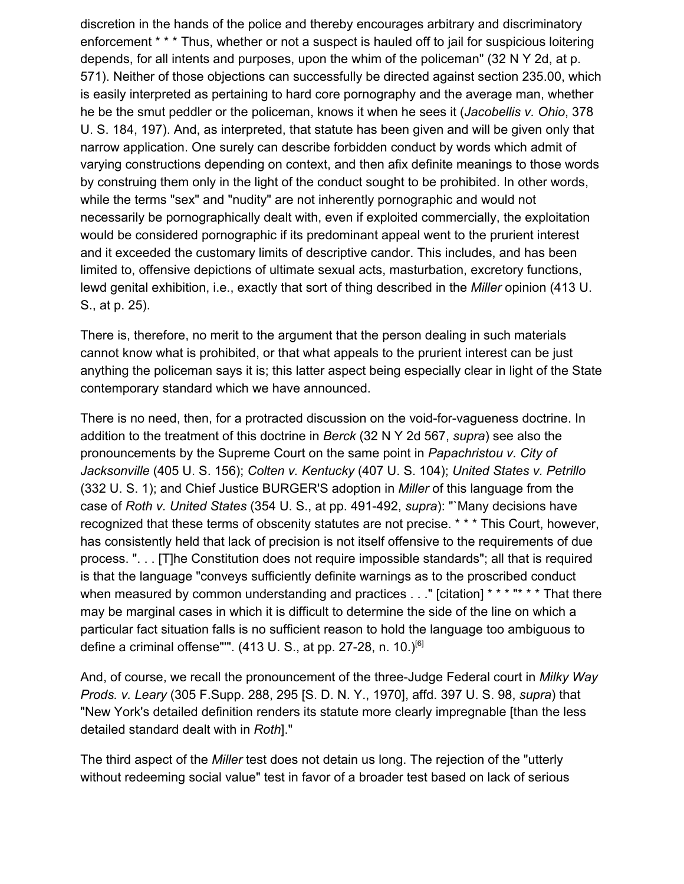discretion in the hands of the police and thereby encourages arbitrary and discriminatory enforcement * * * Thus, whether or not a suspect is hauled off to jail for suspicious loitering depends, for all intents and purposes, upon the whim of the policeman" (32 N Y 2d, at p. 571). Neither of those objections can successfully be directed against section 235.00, which is easily interpreted as pertaining to hard core pornography and the average man, whether he be the smut peddler or the policeman, knows it when he sees it (*Jacobellis v. Ohio*, 378 U. S. 184, 197). And, as interpreted, that statute has been given and will be given only that narrow application. One surely can describe forbidden conduct by words which admit of varying constructions depending on context, and then afix definite meanings to those words by construing them only in the light of the conduct sought to be prohibited. In other words, while the terms "sex" and "nudity" are not inherently pornographic and would not necessarily be pornographically dealt with, even if exploited commercially, the exploitation would be considered pornographic if its predominant appeal went to the prurient interest and it exceeded the customary limits of descriptive candor. This includes, and has been limited to, offensive depictions of ultimate sexual acts, masturbation, excretory functions, lewd genital exhibition, i.e., exactly that sort of thing described in the *Miller* opinion (413 U. S., at p. 25).

There is, therefore, no merit to the argument that the person dealing in such materials cannot know what is prohibited, or that what appeals to the prurient interest can be just anything the policeman says it is; this latter aspect being especially clear in light of the State contemporary standard which we have announced.

There is no need, then, for a protracted discussion on the void-for-vagueness doctrine. In addition to the treatment of this doctrine in *Berck* (32 N Y 2d 567, *supra*) see also the pronouncements by the Supreme Court on the same point in *Papachristou v. City of Jacksonville* (405 U. S. 156); *Colten v. Kentucky* (407 U. S. 104); *United States v. Petrillo* (332 U. S. 1); and Chief Justice BURGER'S adoption in *Miller* of this language from the case of *Roth v. United States* (354 U. S., at pp. 491-492, *supra*): "`Many decisions have recognized that these terms of obscenity statutes are not precise. * * * This Court, however, has consistently held that lack of precision is not itself offensive to the requirements of due process. ". . . [T]he Constitution does not require impossible standards"; all that is required is that the language "conveys sufficiently definite warnings as to the proscribed conduct when measured by common understanding and practices . . ." [citation] * * * "* * * That there may be marginal cases in which it is difficult to determine the side of the line on which a particular fact situation falls is no sufficient reason to hold the language too ambiguous to define a criminal offense"". (413 U. S., at pp. 27-28, n. 10.)[6]

And, of course, we recall the pronouncement of the three-Judge Federal court in *Milky Way Prods. v. Leary* (305 F.Supp. 288, 295 [S. D. N. Y., 1970], affd. 397 U. S. 98, *supra*) that "New York's detailed definition renders its statute more clearly impregnable [than the less detailed standard dealt with in *Roth*]."

The third aspect of the *Miller* test does not detain us long. The rejection of the "utterly without redeeming social value" test in favor of a broader test based on lack of serious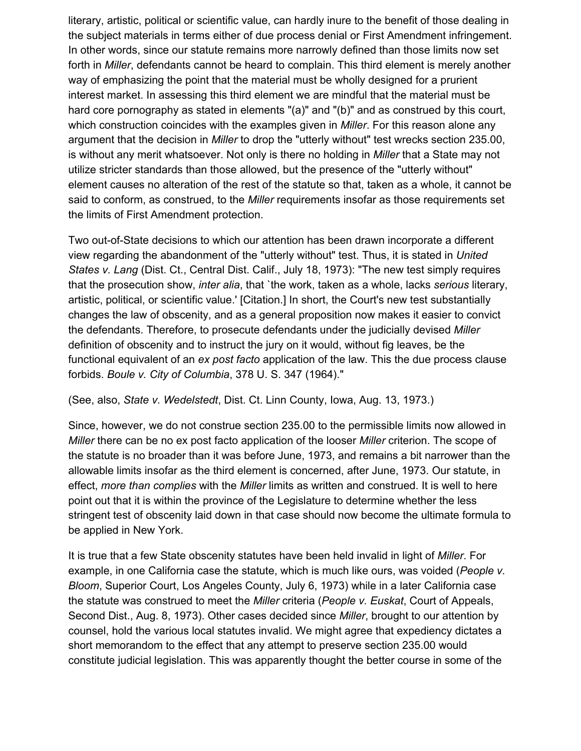literary, artistic, political or scientific value, can hardly inure to the benefit of those dealing in the subject materials in terms either of due process denial or First Amendment infringement. In other words, since our statute remains more narrowly defined than those limits now set forth in *Miller*, defendants cannot be heard to complain. This third element is merely another way of emphasizing the point that the material must be wholly designed for a prurient interest market. In assessing this third element we are mindful that the material must be hard core pornography as stated in elements "(a)" and "(b)" and as construed by this court, which construction coincides with the examples given in *Miller*. For this reason alone any argument that the decision in *Miller* to drop the "utterly without" test wrecks section 235.00, is without any merit whatsoever. Not only is there no holding in *Miller* that a State may not utilize stricter standards than those allowed, but the presence of the "utterly without" element causes no alteration of the rest of the statute so that, taken as a whole, it cannot be said to conform, as construed, to the *Miller* requirements insofar as those requirements set the limits of First Amendment protection.

Two out-of-State decisions to which our attention has been drawn incorporate a different view regarding the abandonment of the "utterly without" test. Thus, it is stated in *United States v. Lang* (Dist. Ct., Central Dist. Calif., July 18, 1973): "The new test simply requires that the prosecution show, *inter alia*, that `the work, taken as a whole, lacks *serious* literary, artistic, political, or scientific value.' [Citation.] In short, the Court's new test substantially changes the law of obscenity, and as a general proposition now makes it easier to convict the defendants. Therefore, to prosecute defendants under the judicially devised *Miller* definition of obscenity and to instruct the jury on it would, without fig leaves, be the functional equivalent of an *ex post facto* application of the law. This the due process clause forbids. *Boule v. City of Columbia*, 378 U. S. 347 (1964)."

(See, also, *State v. Wedelstedt*, Dist. Ct. Linn County, Iowa, Aug. 13, 1973.)

Since, however, we do not construe section 235.00 to the permissible limits now allowed in *Miller* there can be no ex post facto application of the looser *Miller* criterion. The scope of the statute is no broader than it was before June, 1973, and remains a bit narrower than the allowable limits insofar as the third element is concerned, after June, 1973. Our statute, in effect, *more than complies* with the *Miller* limits as written and construed. It is well to here point out that it is within the province of the Legislature to determine whether the less stringent test of obscenity laid down in that case should now become the ultimate formula to be applied in New York.

It is true that a few State obscenity statutes have been held invalid in light of *Miller*. For example, in one California case the statute, which is much like ours, was voided (*People v. Bloom*, Superior Court, Los Angeles County, July 6, 1973) while in a later California case the statute was construed to meet the *Miller* criteria (*People v. Euskat*, Court of Appeals, Second Dist., Aug. 8, 1973). Other cases decided since *Miller*, brought to our attention by counsel, hold the various local statutes invalid. We might agree that expediency dictates a short memorandum to the effect that any attempt to preserve section 235.00 would constitute judicial legislation. This was apparently thought the better course in some of the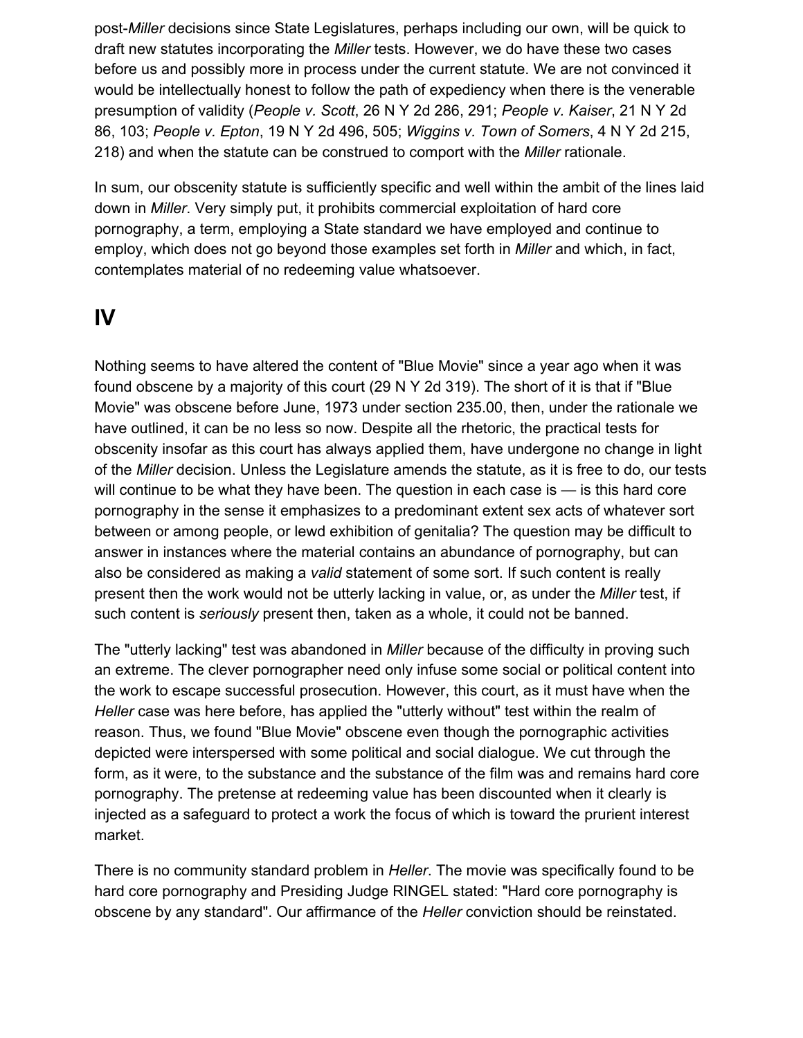post-*Miller* decisions since State Legislatures, perhaps including our own, will be quick to draft new statutes incorporating the *Miller* tests. However, we do have these two cases before us and possibly more in process under the current statute. We are not convinced it would be intellectually honest to follow the path of expediency when there is the venerable presumption of validity (*People v. Scott*, 26 N Y 2d 286, 291; *People v. Kaiser*, 21 N Y 2d 86, 103; *People v. Epton*, 19 N Y 2d 496, 505; *Wiggins v. Town of Somers*, 4 N Y 2d 215, 218) and when the statute can be construed to comport with the *Miller* rationale.

In sum, our obscenity statute is sufficiently specific and well within the ambit of the lines laid down in *Miller*. Very simply put, it prohibits commercial exploitation of hard core pornography, a term, employing a State standard we have employed and continue to employ, which does not go beyond those examples set forth in *Miller* and which, in fact, contemplates material of no redeeming value whatsoever.

## IV

Nothing seems to have altered the content of "Blue Movie" since a year ago when it was found obscene by a majority of this court (29 N Y 2d 319). The short of it is that if "Blue Movie" was obscene before June, 1973 under section 235.00, then, under the rationale we have outlined, it can be no less so now. Despite all the rhetoric, the practical tests for obscenity insofar as this court has always applied them, have undergone no change in light of the *Miller* decision. Unless the Legislature amends the statute, as it is free to do, our tests will continue to be what they have been. The question in each case is — is this hard core pornography in the sense it emphasizes to a predominant extent sex acts of whatever sort between or among people, or lewd exhibition of genitalia? The question may be difficult to answer in instances where the material contains an abundance of pornography, but can also be considered as making a *valid* statement of some sort. If such content is really present then the work would not be utterly lacking in value, or, as under the *Miller* test, if such content is *seriously* present then, taken as a whole, it could not be banned.

The "utterly lacking" test was abandoned in *Miller* because of the difficulty in proving such an extreme. The clever pornographer need only infuse some social or political content into the work to escape successful prosecution. However, this court, as it must have when the *Heller* case was here before, has applied the "utterly without" test within the realm of reason. Thus, we found "Blue Movie" obscene even though the pornographic activities depicted were interspersed with some political and social dialogue. We cut through the form, as it were, to the substance and the substance of the film was and remains hard core pornography. The pretense at redeeming value has been discounted when it clearly is injected as a safeguard to protect a work the focus of which is toward the prurient interest market.

There is no community standard problem in *Heller*. The movie was specifically found to be hard core pornography and Presiding Judge RINGEL stated: "Hard core pornography is obscene by any standard". Our affirmance of the *Heller* conviction should be reinstated.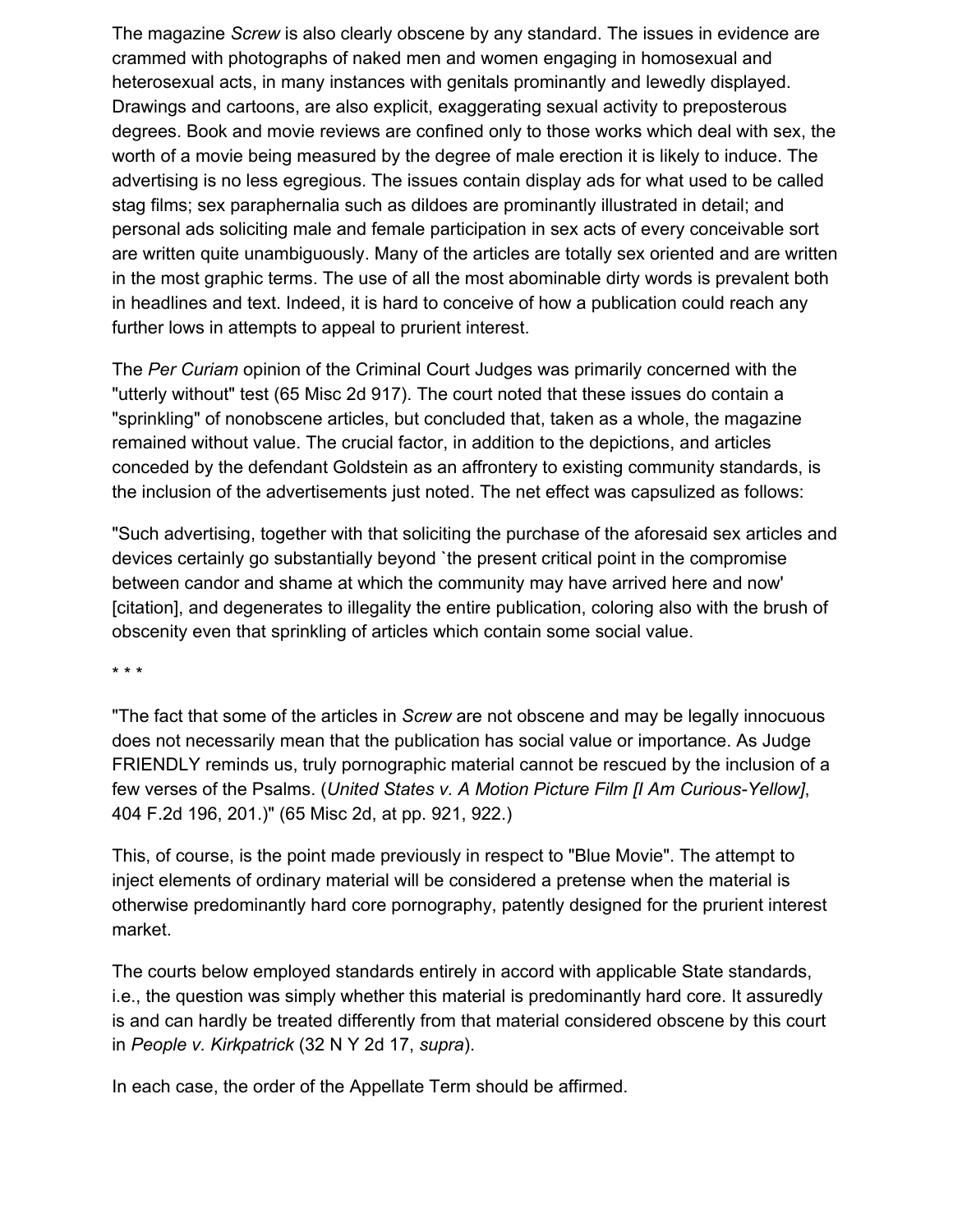The magazine *Screw* is also clearly obscene by any standard. The issues in evidence are crammed with photographs of naked men and women engaging in homosexual and heterosexual acts, in many instances with genitals prominantly and lewedly displayed. Drawings and cartoons, are also explicit, exaggerating sexual activity to preposterous degrees. Book and movie reviews are confined only to those works which deal with sex, the worth of a movie being measured by the degree of male erection it is likely to induce. The advertising is no less egregious. The issues contain display ads for what used to be called stag films; sex paraphernalia such as dildoes are prominantly illustrated in detail; and personal ads soliciting male and female participation in sex acts of every conceivable sort are written quite unambiguously. Many of the articles are totally sex oriented and are written in the most graphic terms. The use of all the most abominable dirty words is prevalent both in headlines and text. Indeed, it is hard to conceive of how a publication could reach any further lows in attempts to appeal to prurient interest.

The *Per Curiam* opinion of the Criminal Court Judges was primarily concerned with the "utterly without" test (65 Misc 2d 917). The court noted that these issues do contain a "sprinkling" of nonobscene articles, but concluded that, taken as a whole, the magazine remained without value. The crucial factor, in addition to the depictions, and articles conceded by the defendant Goldstein as an affrontery to existing community standards, is the inclusion of the advertisements just noted. The net effect was capsulized as follows:

"Such advertising, together with that soliciting the purchase of the aforesaid sex articles and devices certainly go substantially beyond `the present critical point in the compromise between candor and shame at which the community may have arrived here and now' [citation], and degenerates to illegality the entire publication, coloring also with the brush of obscenity even that sprinkling of articles which contain some social value.

* * *

"The fact that some of the articles in *Screw* are not obscene and may be legally innocuous does not necessarily mean that the publication has social value or importance. As Judge FRIENDLY reminds us, truly pornographic material cannot be rescued by the inclusion of a few verses of the Psalms. (*United States v. A Motion Picture Film [I Am Curious-Yellow]*, 404 F.2d 196, 201.)" (65 Misc 2d, at pp. 921, 922.)

This, of course, is the point made previously in respect to "Blue Movie". The attempt to inject elements of ordinary material will be considered a pretense when the material is otherwise predominantly hard core pornography, patently designed for the prurient interest market.

The courts below employed standards entirely in accord with applicable State standards, i.e., the question was simply whether this material is predominantly hard core. It assuredly is and can hardly be treated differently from that material considered obscene by this court in *People v. Kirkpatrick* (32 N Y 2d 17, *supra*).

In each case, the order of the Appellate Term should be affirmed.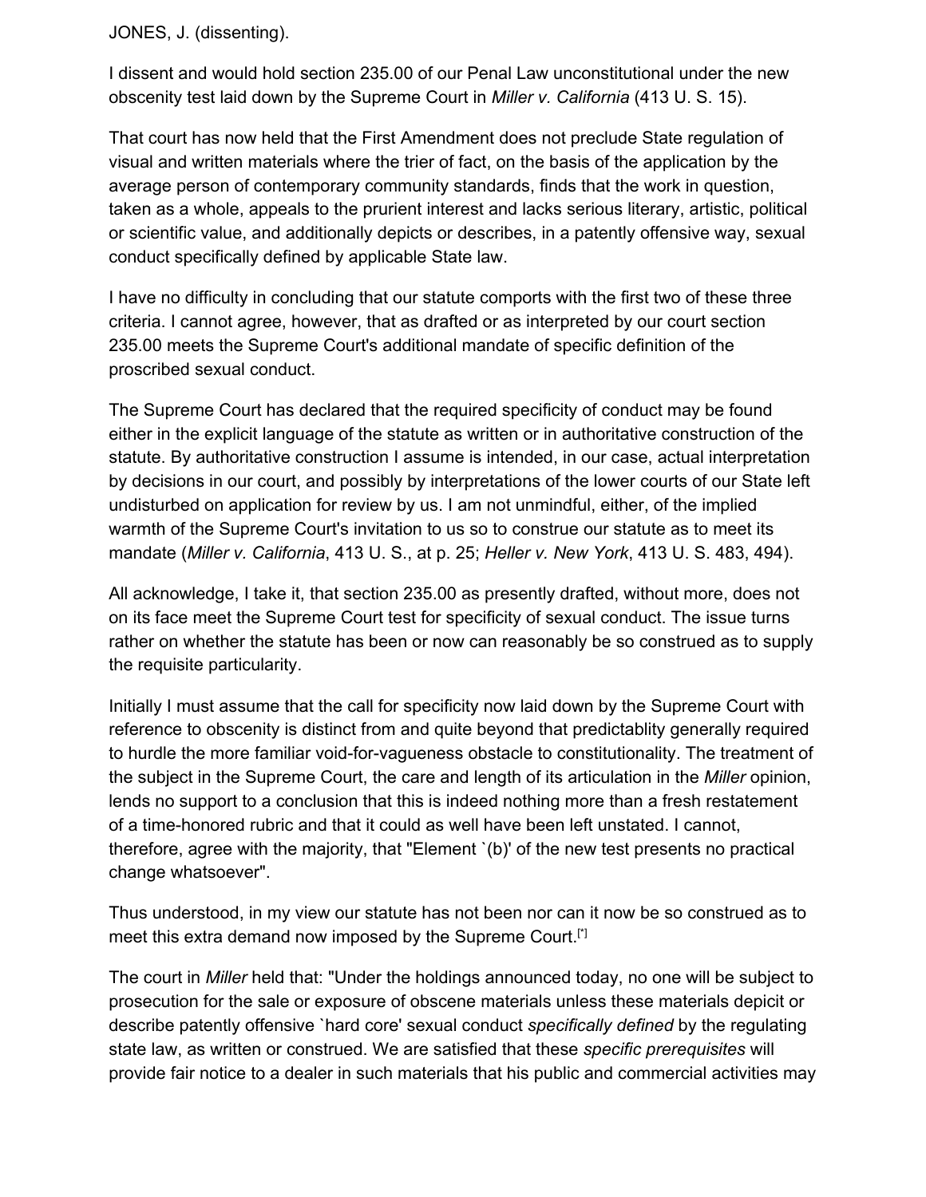JONES, J. (dissenting).

I dissent and would hold section 235.00 of our Penal Law unconstitutional under the new obscenity test laid down by the Supreme Court in *Miller v. California* (413 U. S. 15).

That court has now held that the First Amendment does not preclude State regulation of visual and written materials where the trier of fact, on the basis of the application by the average person of contemporary community standards, finds that the work in question, taken as a whole, appeals to the prurient interest and lacks serious literary, artistic, political or scientific value, and additionally depicts or describes, in a patently offensive way, sexual conduct specifically defined by applicable State law.

I have no difficulty in concluding that our statute comports with the first two of these three criteria. I cannot agree, however, that as drafted or as interpreted by our court section 235.00 meets the Supreme Court's additional mandate of specific definition of the proscribed sexual conduct.

The Supreme Court has declared that the required specificity of conduct may be found either in the explicit language of the statute as written or in authoritative construction of the statute. By authoritative construction I assume is intended, in our case, actual interpretation by decisions in our court, and possibly by interpretations of the lower courts of our State left undisturbed on application for review by us. I am not unmindful, either, of the implied warmth of the Supreme Court's invitation to us so to construe our statute as to meet its mandate (*Miller v. California*, 413 U. S., at p. 25; *Heller v. New York*, 413 U. S. 483, 494).

All acknowledge, I take it, that section 235.00 as presently drafted, without more, does not on its face meet the Supreme Court test for specificity of sexual conduct. The issue turns rather on whether the statute has been or now can reasonably be so construed as to supply the requisite particularity.

Initially I must assume that the call for specificity now laid down by the Supreme Court with reference to obscenity is distinct from and quite beyond that predictablity generally required to hurdle the more familiar void-for-vagueness obstacle to constitutionality. The treatment of the subject in the Supreme Court, the care and length of its articulation in the *Miller* opinion, lends no support to a conclusion that this is indeed nothing more than a fresh restatement of a time-honored rubric and that it could as well have been left unstated. I cannot, therefore, agree with the majority, that "Element `(b)' of the new test presents no practical change whatsoever".

Thus understood, in my view our statute has not been nor can it now be so construed as to meet this extra demand now imposed by the Supreme Court.[*]

The court in *Miller* held that: "Under the holdings announced today, no one will be subject to prosecution for the sale or exposure of obscene materials unless these materials depicit or describe patently offensive `hard core' sexual conduct *specifically defined* by the regulating state law, as written or construed. We are satisfied that these *specific prerequisites* will provide fair notice to a dealer in such materials that his public and commercial activities may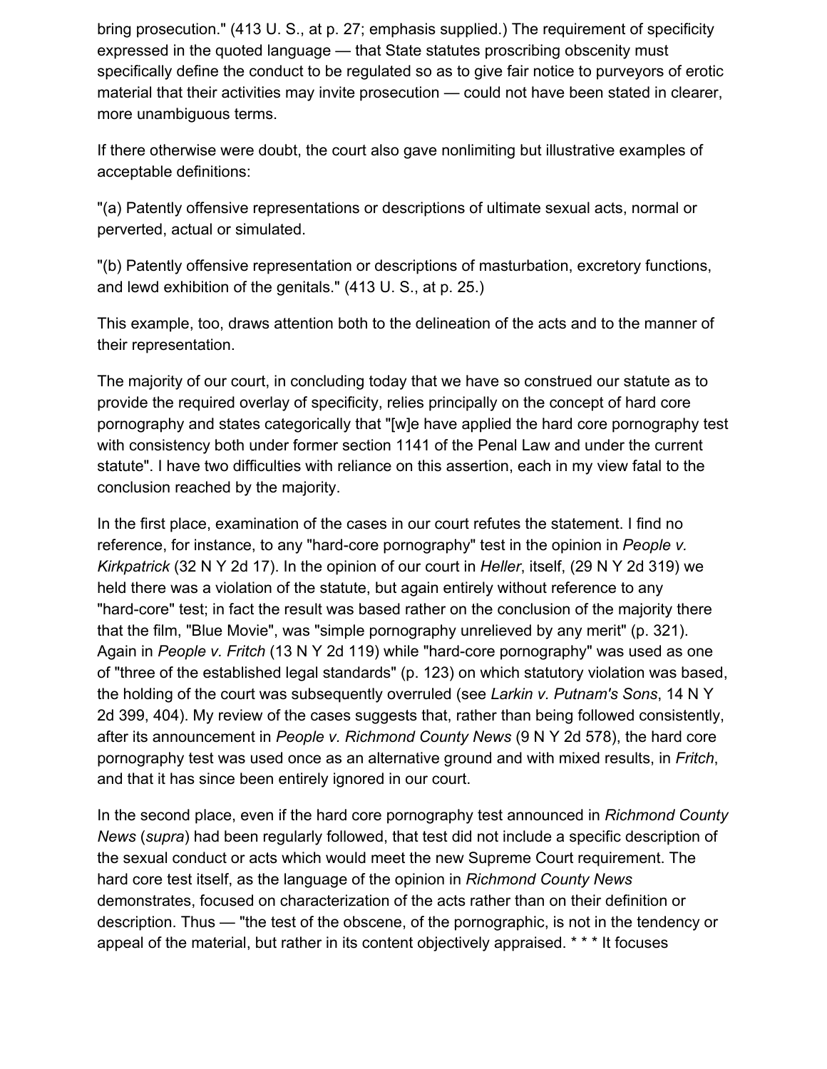bring prosecution." (413 U. S., at p. 27; emphasis supplied.) The requirement of specificity expressed in the quoted language — that State statutes proscribing obscenity must specifically define the conduct to be regulated so as to give fair notice to purveyors of erotic material that their activities may invite prosecution — could not have been stated in clearer, more unambiguous terms.

If there otherwise were doubt, the court also gave nonlimiting but illustrative examples of acceptable definitions:

"(a) Patently offensive representations or descriptions of ultimate sexual acts, normal or perverted, actual or simulated.

"(b) Patently offensive representation or descriptions of masturbation, excretory functions, and lewd exhibition of the genitals." (413 U. S., at p. 25.)

This example, too, draws attention both to the delineation of the acts and to the manner of their representation.

The majority of our court, in concluding today that we have so construed our statute as to provide the required overlay of specificity, relies principally on the concept of hard core pornography and states categorically that "[w]e have applied the hard core pornography test with consistency both under former section 1141 of the Penal Law and under the current statute". I have two difficulties with reliance on this assertion, each in my view fatal to the conclusion reached by the majority.

In the first place, examination of the cases in our court refutes the statement. I find no reference, for instance, to any "hard-core pornography" test in the opinion in *People v. Kirkpatrick* (32 N Y 2d 17). In the opinion of our court in *Heller*, itself, (29 N Y 2d 319) we held there was a violation of the statute, but again entirely without reference to any "hard-core" test; in fact the result was based rather on the conclusion of the majority there that the film, "Blue Movie", was "simple pornography unrelieved by any merit" (p. 321). Again in *People v. Fritch* (13 N Y 2d 119) while "hard-core pornography" was used as one of "three of the established legal standards" (p. 123) on which statutory violation was based, the holding of the court was subsequently overruled (see *Larkin v. Putnam's Sons*, 14 N Y 2d 399, 404). My review of the cases suggests that, rather than being followed consistently, after its announcement in *People v. Richmond County News* (9 N Y 2d 578), the hard core pornography test was used once as an alternative ground and with mixed results, in *Fritch*, and that it has since been entirely ignored in our court.

In the second place, even if the hard core pornography test announced in *Richmond County News* (*supra*) had been regularly followed, that test did not include a specific description of the sexual conduct or acts which would meet the new Supreme Court requirement. The hard core test itself, as the language of the opinion in *Richmond County News* demonstrates, focused on characterization of the acts rather than on their definition or description. Thus — "the test of the obscene, of the pornographic, is not in the tendency or appeal of the material, but rather in its content objectively appraised. * * * It focuses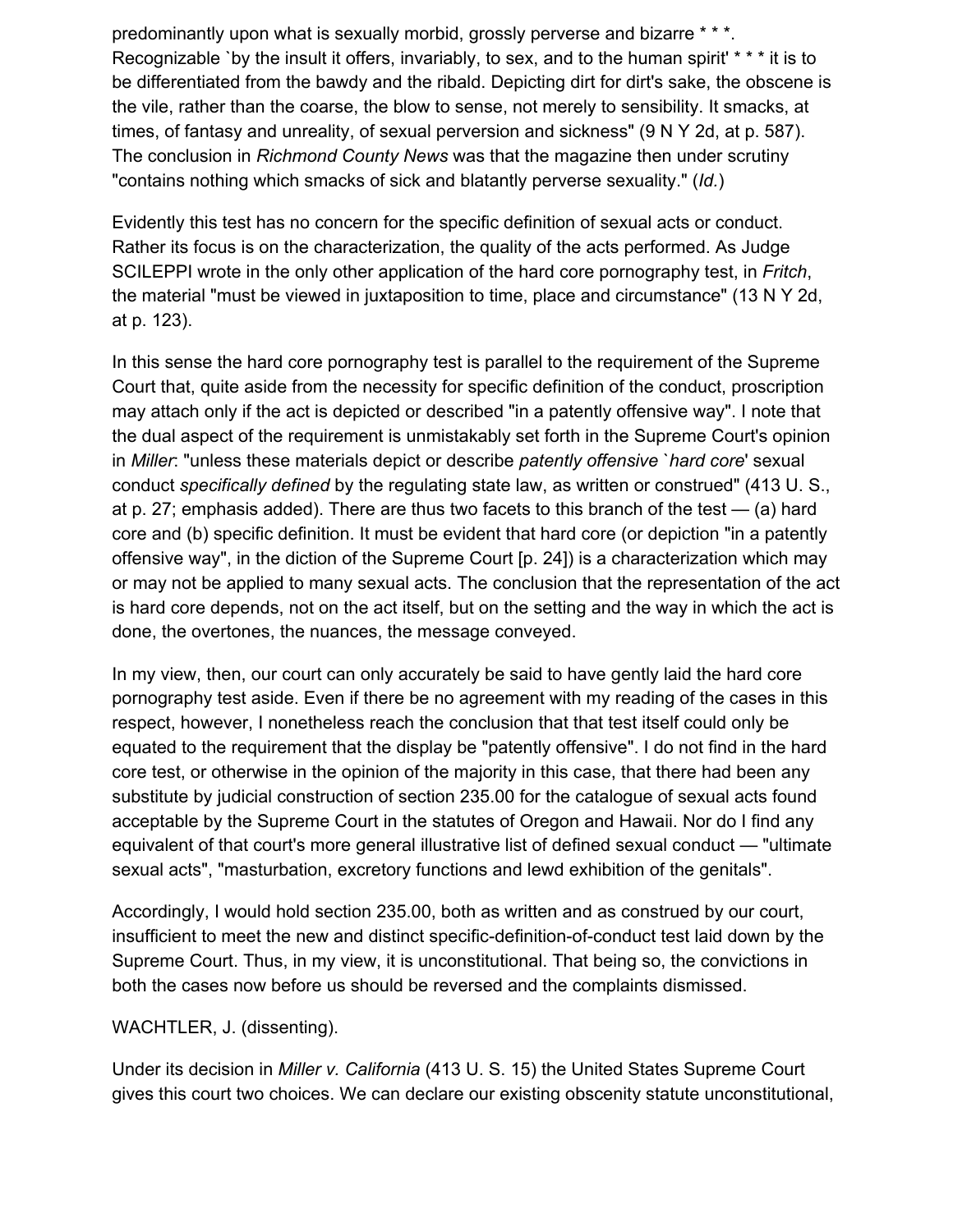predominantly upon what is sexually morbid, grossly perverse and bizarre * * *. Recognizable `by the insult it offers, invariably, to sex, and to the human spirit' * * * it is to be differentiated from the bawdy and the ribald. Depicting dirt for dirt's sake, the obscene is the vile, rather than the coarse, the blow to sense, not merely to sensibility. It smacks, at times, of fantasy and unreality, of sexual perversion and sickness" (9 N Y 2d, at p. 587). The conclusion in *Richmond County News* was that the magazine then under scrutiny "contains nothing which smacks of sick and blatantly perverse sexuality." (*Id.*)

Evidently this test has no concern for the specific definition of sexual acts or conduct. Rather its focus is on the characterization, the quality of the acts performed. As Judge SCILEPPI wrote in the only other application of the hard core pornography test, in *Fritch*, the material "must be viewed in juxtaposition to time, place and circumstance" (13 N Y 2d, at p. 123).

In this sense the hard core pornography test is parallel to the requirement of the Supreme Court that, quite aside from the necessity for specific definition of the conduct, proscription may attach only if the act is depicted or described "in a patently offensive way". I note that the dual aspect of the requirement is unmistakably set forth in the Supreme Court's opinion in *Miller*: "unless these materials depict or describe *patently offensive `hard core*' sexual conduct *specifically defined* by the regulating state law, as written or construed" (413 U. S., at p. 27; emphasis added). There are thus two facets to this branch of the test — (a) hard core and (b) specific definition. It must be evident that hard core (or depiction "in a patently offensive way", in the diction of the Supreme Court [p. 24]) is a characterization which may or may not be applied to many sexual acts. The conclusion that the representation of the act is hard core depends, not on the act itself, but on the setting and the way in which the act is done, the overtones, the nuances, the message conveyed.

In my view, then, our court can only accurately be said to have gently laid the hard core pornography test aside. Even if there be no agreement with my reading of the cases in this respect, however, I nonetheless reach the conclusion that that test itself could only be equated to the requirement that the display be "patently offensive". I do not find in the hard core test, or otherwise in the opinion of the majority in this case, that there had been any substitute by judicial construction of section 235.00 for the catalogue of sexual acts found acceptable by the Supreme Court in the statutes of Oregon and Hawaii. Nor do I find any equivalent of that court's more general illustrative list of defined sexual conduct — "ultimate sexual acts", "masturbation, excretory functions and lewd exhibition of the genitals".

Accordingly, I would hold section 235.00, both as written and as construed by our court, insufficient to meet the new and distinct specific-definition-of-conduct test laid down by the Supreme Court. Thus, in my view, it is unconstitutional. That being so, the convictions in both the cases now before us should be reversed and the complaints dismissed.

WACHTLER, J. (dissenting).

Under its decision in *Miller v. California* (413 U. S. 15) the United States Supreme Court gives this court two choices. We can declare our existing obscenity statute unconstitutional,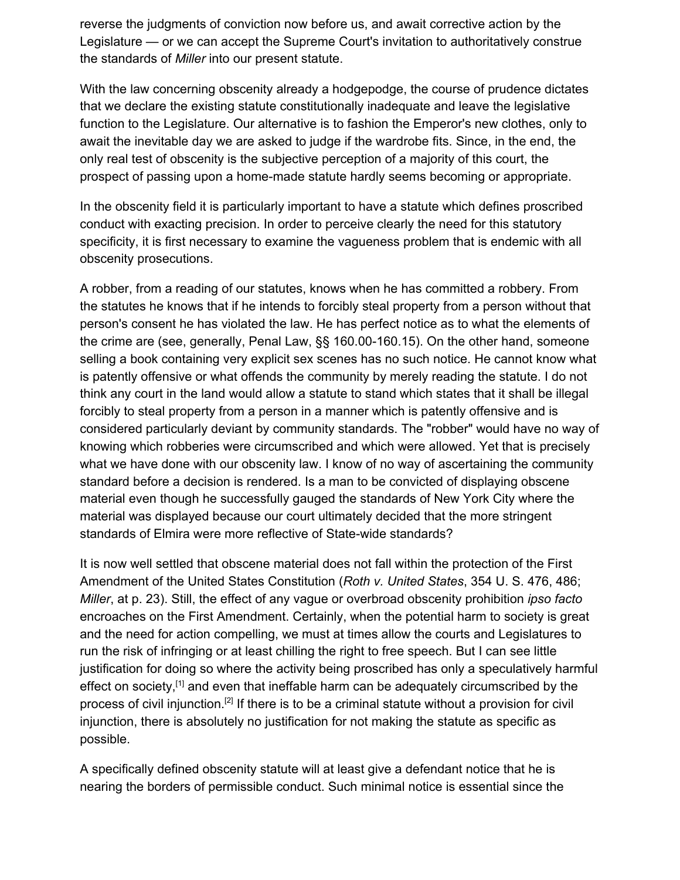reverse the judgments of conviction now before us, and await corrective action by the Legislature — or we can accept the Supreme Court's invitation to authoritatively construe the standards of *Miller* into our present statute.

With the law concerning obscenity already a hodgepodge, the course of prudence dictates that we declare the existing statute constitutionally inadequate and leave the legislative function to the Legislature. Our alternative is to fashion the Emperor's new clothes, only to await the inevitable day we are asked to judge if the wardrobe fits. Since, in the end, the only real test of obscenity is the subjective perception of a majority of this court, the prospect of passing upon a home-made statute hardly seems becoming or appropriate.

In the obscenity field it is particularly important to have a statute which defines proscribed conduct with exacting precision. In order to perceive clearly the need for this statutory specificity, it is first necessary to examine the vagueness problem that is endemic with all obscenity prosecutions.

A robber, from a reading of our statutes, knows when he has committed a robbery. From the statutes he knows that if he intends to forcibly steal property from a person without that person's consent he has violated the law. He has perfect notice as to what the elements of the crime are (see, generally, Penal Law, §§ 160.00-160.15). On the other hand, someone selling a book containing very explicit sex scenes has no such notice. He cannot know what is patently offensive or what offends the community by merely reading the statute. I do not think any court in the land would allow a statute to stand which states that it shall be illegal forcibly to steal property from a person in a manner which is patently offensive and is considered particularly deviant by community standards. The "robber" would have no way of knowing which robberies were circumscribed and which were allowed. Yet that is precisely what we have done with our obscenity law. I know of no way of ascertaining the community standard before a decision is rendered. Is a man to be convicted of displaying obscene material even though he successfully gauged the standards of New York City where the material was displayed because our court ultimately decided that the more stringent standards of Elmira were more reflective of State-wide standards?

It is now well settled that obscene material does not fall within the protection of the First Amendment of the United States Constitution (*Roth v. United States*, 354 U. S. 476, 486; *Miller*, at p. 23). Still, the effect of any vague or overbroad obscenity prohibition *ipso facto* encroaches on the First Amendment. Certainly, when the potential harm to society is great and the need for action compelling, we must at times allow the courts and Legislatures to run the risk of infringing or at least chilling the right to free speech. But I can see little justification for doing so where the activity being proscribed has only a speculatively harmful effect on society,[1] and even that ineffable harm can be adequately circumscribed by the process of civil injunction.[2] If there is to be a criminal statute without a provision for civil injunction, there is absolutely no justification for not making the statute as specific as possible.

A specifically defined obscenity statute will at least give a defendant notice that he is nearing the borders of permissible conduct. Such minimal notice is essential since the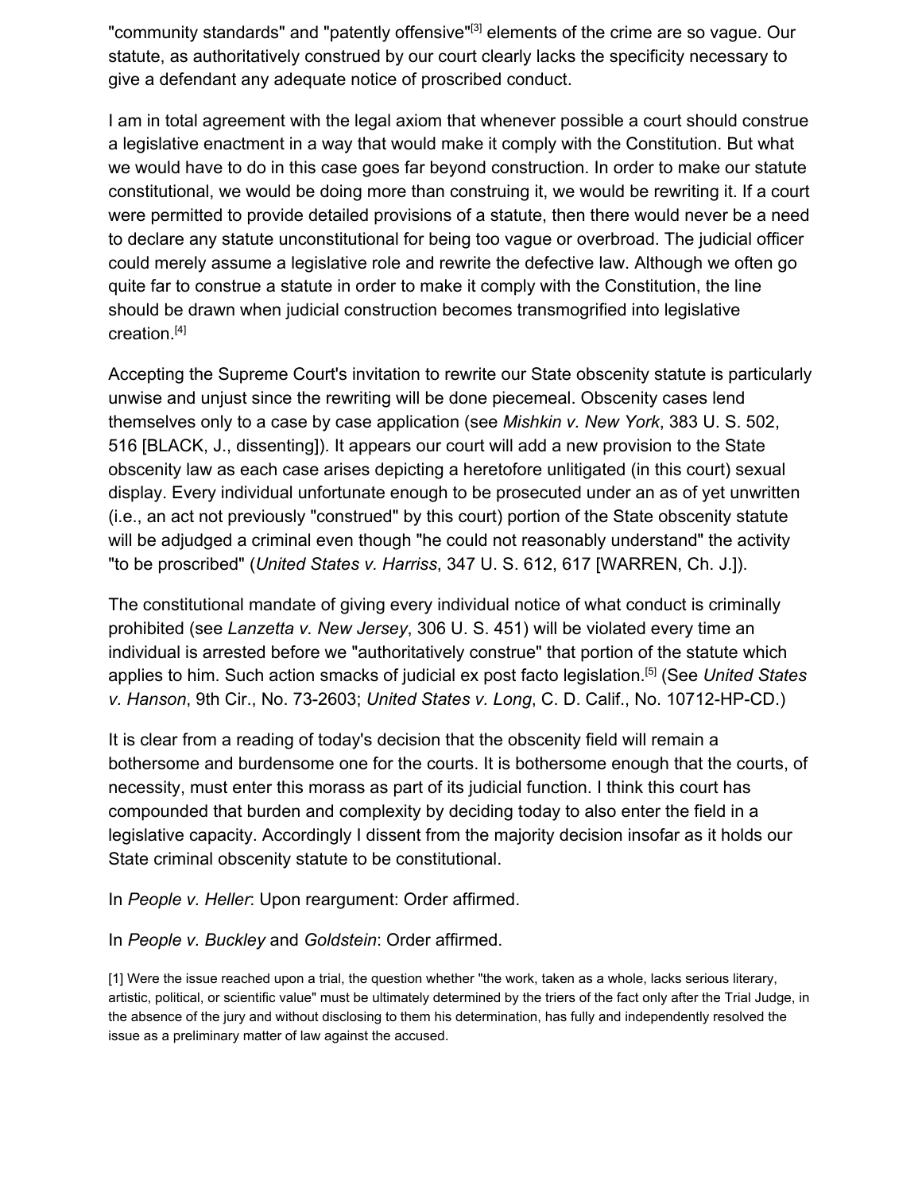"community standards" and "patently offensive"[3] elements of the crime are so vague. Our statute, as authoritatively construed by our court clearly lacks the specificity necessary to give a defendant any adequate notice of proscribed conduct.

I am in total agreement with the legal axiom that whenever possible a court should construe a legislative enactment in a way that would make it comply with the Constitution. But what we would have to do in this case goes far beyond construction. In order to make our statute constitutional, we would be doing more than construing it, we would be rewriting it. If a court were permitted to provide detailed provisions of a statute, then there would never be a need to declare any statute unconstitutional for being too vague or overbroad. The judicial officer could merely assume a legislative role and rewrite the defective law. Although we often go quite far to construe a statute in order to make it comply with the Constitution, the line should be drawn when judicial construction becomes transmogrified into legislative creation.[4]

Accepting the Supreme Court's invitation to rewrite our State obscenity statute is particularly unwise and unjust since the rewriting will be done piecemeal. Obscenity cases lend themselves only to a case by case application (see *Mishkin v. New York*, 383 U. S. 502, 516 [BLACK, J., dissenting]). It appears our court will add a new provision to the State obscenity law as each case arises depicting a heretofore unlitigated (in this court) sexual display. Every individual unfortunate enough to be prosecuted under an as of yet unwritten (i.e., an act not previously "construed" by this court) portion of the State obscenity statute will be adjudged a criminal even though "he could not reasonably understand" the activity "to be proscribed" (*United States v. Harriss*, 347 U. S. 612, 617 [WARREN, Ch. J.]).

The constitutional mandate of giving every individual notice of what conduct is criminally prohibited (see *Lanzetta v. New Jersey*, 306 U. S. 451) will be violated every time an individual is arrested before we "authoritatively construe" that portion of the statute which applies to him. Such action smacks of judicial ex post facto legislation.[5] (See *United States v. Hanson*, 9th Cir., No. 73-2603; *United States v. Long*, C. D. Calif., No. 10712-HP-CD.)

It is clear from a reading of today's decision that the obscenity field will remain a bothersome and burdensome one for the courts. It is bothersome enough that the courts, of necessity, must enter this morass as part of its judicial function. I think this court has compounded that burden and complexity by deciding today to also enter the field in a legislative capacity. Accordingly I dissent from the majority decision insofar as it holds our State criminal obscenity statute to be constitutional.

In *People v. Heller*: Upon reargument: Order affirmed.

In *People v. Buckley* and *Goldstein*: Order affirmed.

[1] Were the issue reached upon a trial, the question whether "the work, taken as a whole, lacks serious literary, artistic, political, or scientific value" must be ultimately determined by the triers of the fact only after the Trial Judge, in the absence of the jury and without disclosing to them his determination, has fully and independently resolved the issue as a preliminary matter of law against the accused.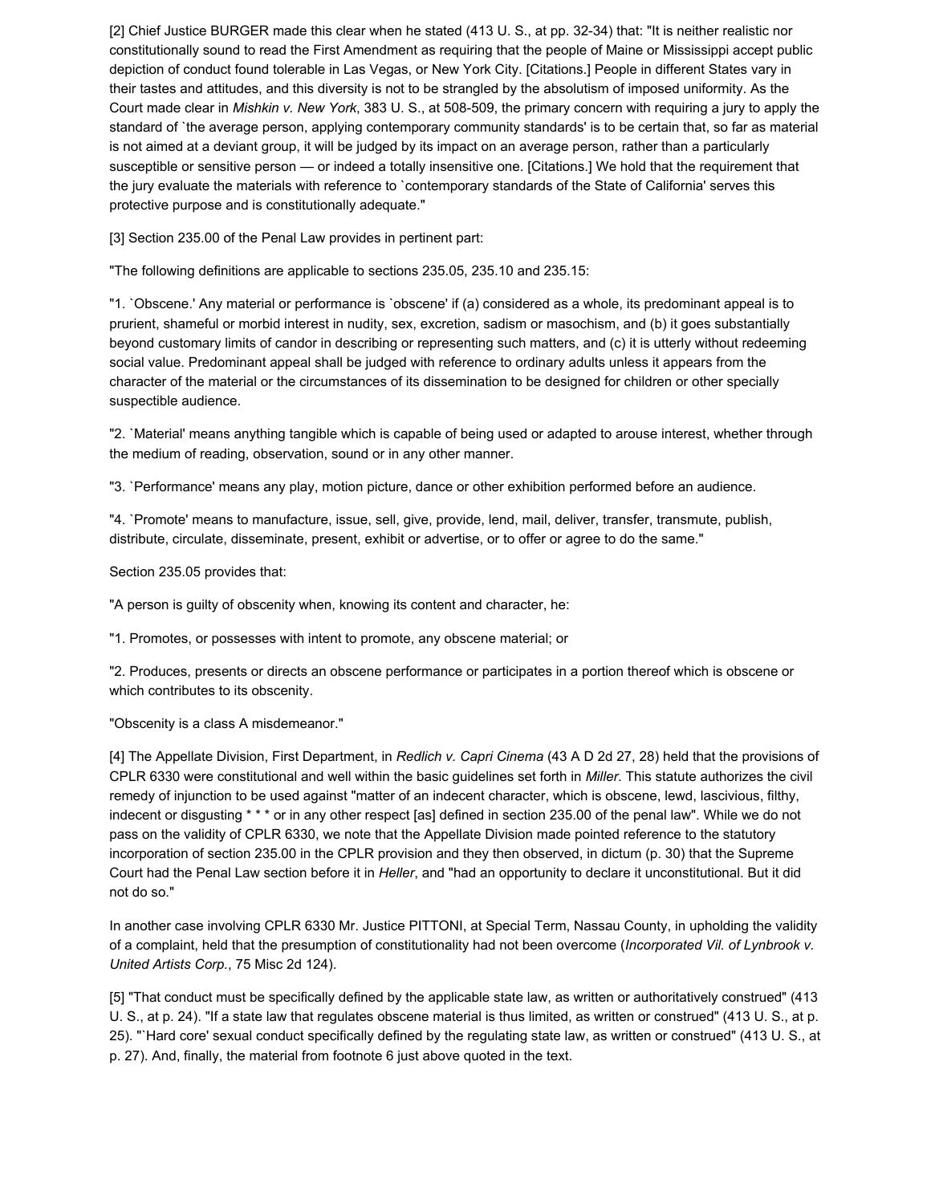[2] Chief Justice BURGER made this clear when he stated (413 U. S., at pp. 32-34) that: "It is neither realistic nor constitutionally sound to read the First Amendment as requiring that the people of Maine or Mississippi accept public depiction of conduct found tolerable in Las Vegas, or New York City. [Citations.] People in different States vary in their tastes and attitudes, and this diversity is not to be strangled by the absolutism of imposed uniformity. As the Court made clear in *Mishkin v. New York*, 383 U. S., at 508-509, the primary concern with requiring a jury to apply the standard of `the average person, applying contemporary community standards' is to be certain that, so far as material is not aimed at a deviant group, it will be judged by its impact on an average person, rather than a particularly susceptible or sensitive person — or indeed a totally insensitive one. [Citations.] We hold that the requirement that the jury evaluate the materials with reference to `contemporary standards of the State of California' serves this protective purpose and is constitutionally adequate."

[3] Section 235.00 of the Penal Law provides in pertinent part:

"The following definitions are applicable to sections 235.05, 235.10 and 235.15:

"1. `Obscene.' Any material or performance is `obscene' if (a) considered as a whole, its predominant appeal is to prurient, shameful or morbid interest in nudity, sex, excretion, sadism or masochism, and (b) it goes substantially beyond customary limits of candor in describing or representing such matters, and (c) it is utterly without redeeming social value. Predominant appeal shall be judged with reference to ordinary adults unless it appears from the character of the material or the circumstances of its dissemination to be designed for children or other specially suspectible audience.

"2. `Material' means anything tangible which is capable of being used or adapted to arouse interest, whether through the medium of reading, observation, sound or in any other manner.

"3. `Performance' means any play, motion picture, dance or other exhibition performed before an audience.

"4. `Promote' means to manufacture, issue, sell, give, provide, lend, mail, deliver, transfer, transmute, publish, distribute, circulate, disseminate, present, exhibit or advertise, or to offer or agree to do the same."

Section 235.05 provides that:

"A person is guilty of obscenity when, knowing its content and character, he:

"1. Promotes, or possesses with intent to promote, any obscene material; or

"2. Produces, presents or directs an obscene performance or participates in a portion thereof which is obscene or which contributes to its obscenity.

"Obscenity is a class A misdemeanor."

[4] The Appellate Division, First Department, in *Redlich v. Capri Cinema* (43 A D 2d 27, 28) held that the provisions of CPLR 6330 were constitutional and well within the basic guidelines set forth in *Miller*. This statute authorizes the civil remedy of injunction to be used against "matter of an indecent character, which is obscene, lewd, lascivious, filthy, indecent or disgusting * * * or in any other respect [as] defined in section 235.00 of the penal law". While we do not pass on the validity of CPLR 6330, we note that the Appellate Division made pointed reference to the statutory incorporation of section 235.00 in the CPLR provision and they then observed, in dictum (p. 30) that the Supreme Court had the Penal Law section before it in *Heller*, and "had an opportunity to declare it unconstitutional. But it did not do so."

In another case involving CPLR 6330 Mr. Justice PITTONI, at Special Term, Nassau County, in upholding the validity of a complaint, held that the presumption of constitutionality had not been overcome (*Incorporated Vil. of Lynbrook v. United Artists Corp.*, 75 Misc 2d 124).

[5] "That conduct must be specifically defined by the applicable state law, as written or authoritatively construed" (413 U. S., at p. 24). "If a state law that regulates obscene material is thus limited, as written or construed" (413 U. S., at p. 25). "`Hard core' sexual conduct specifically defined by the regulating state law, as written or construed" (413 U. S., at p. 27). And, finally, the material from footnote 6 just above quoted in the text.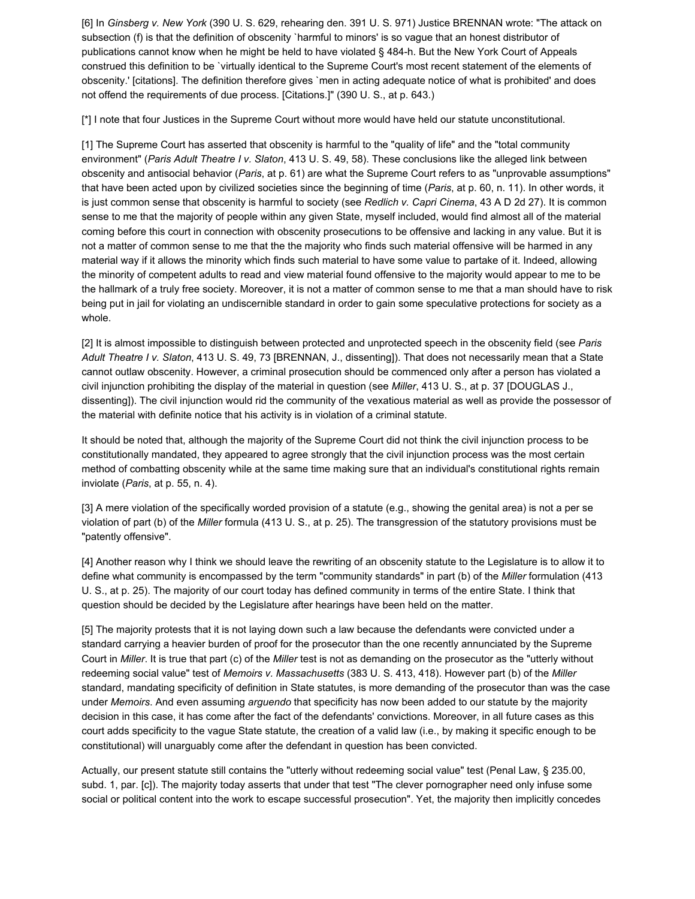[6] In *Ginsberg v. New York* (390 U. S. 629, rehearing den. 391 U. S. 971) Justice BRENNAN wrote: "The attack on subsection (f) is that the definition of obscenity `harmful to minors' is so vague that an honest distributor of publications cannot know when he might be held to have violated § 484-h. But the New York Court of Appeals construed this definition to be `virtually identical to the Supreme Court's most recent statement of the elements of obscenity.' [citations]. The definition therefore gives `men in acting adequate notice of what is prohibited' and does not offend the requirements of due process. [Citations.]" (390 U. S., at p. 643.)

[*] I note that four Justices in the Supreme Court without more would have held our statute unconstitutional.

[1] The Supreme Court has asserted that obscenity is harmful to the "quality of life" and the "total community environment" (*Paris Adult Theatre I v. Slaton*, 413 U. S. 49, 58). These conclusions like the alleged link between obscenity and antisocial behavior (*Paris*, at p. 61) are what the Supreme Court refers to as "unprovable assumptions" that have been acted upon by civilized societies since the beginning of time (*Paris*, at p. 60, n. 11). In other words, it is just common sense that obscenity is harmful to society (see *Redlich v. Capri Cinema*, 43 A D 2d 27). It is common sense to me that the majority of people within any given State, myself included, would find almost all of the material coming before this court in connection with obscenity prosecutions to be offensive and lacking in any value. But it is not a matter of common sense to me that the the majority who finds such material offensive will be harmed in any material way if it allows the minority which finds such material to have some value to partake of it. Indeed, allowing the minority of competent adults to read and view material found offensive to the majority would appear to me to be the hallmark of a truly free society. Moreover, it is not a matter of common sense to me that a man should have to risk being put in jail for violating an undiscernible standard in order to gain some speculative protections for society as a whole.

[2] It is almost impossible to distinguish between protected and unprotected speech in the obscenity field (see *Paris Adult Theatre I v. Slaton*, 413 U. S. 49, 73 [BRENNAN, J., dissenting]). That does not necessarily mean that a State cannot outlaw obscenity. However, a criminal prosecution should be commenced only after a person has violated a civil injunction prohibiting the display of the material in question (see *Miller*, 413 U. S., at p. 37 [DOUGLAS J., dissenting]). The civil injunction would rid the community of the vexatious material as well as provide the possessor of the material with definite notice that his activity is in violation of a criminal statute.

It should be noted that, although the majority of the Supreme Court did not think the civil injunction process to be constitutionally mandated, they appeared to agree strongly that the civil injunction process was the most certain method of combatting obscenity while at the same time making sure that an individual's constitutional rights remain inviolate (*Paris*, at p. 55, n. 4).

[3] A mere violation of the specifically worded provision of a statute (e.g., showing the genital area) is not a per se violation of part (b) of the *Miller* formula (413 U. S., at p. 25). The transgression of the statutory provisions must be "patently offensive".

[4] Another reason why I think we should leave the rewriting of an obscenity statute to the Legislature is to allow it to define what community is encompassed by the term "community standards" in part (b) of the *Miller* formulation (413 U. S., at p. 25). The majority of our court today has defined community in terms of the entire State. I think that question should be decided by the Legislature after hearings have been held on the matter.

[5] The majority protests that it is not laying down such a law because the defendants were convicted under a standard carrying a heavier burden of proof for the prosecutor than the one recently annunciated by the Supreme Court in *Miller*. It is true that part (c) of the *Miller* test is not as demanding on the prosecutor as the "utterly without redeeming social value" test of *Memoirs v. Massachusetts* (383 U. S. 413, 418). However part (b) of the *Miller* standard, mandating specificity of definition in State statutes, is more demanding of the prosecutor than was the case under *Memoirs*. And even assuming *arguendo* that specificity has now been added to our statute by the majority decision in this case, it has come after the fact of the defendants' convictions. Moreover, in all future cases as this court adds specificity to the vague State statute, the creation of a valid law (i.e., by making it specific enough to be constitutional) will unarguably come after the defendant in question has been convicted.

Actually, our present statute still contains the "utterly without redeeming social value" test (Penal Law, § 235.00, subd. 1, par. [c]). The majority today asserts that under that test "The clever pornographer need only infuse some social or political content into the work to escape successful prosecution". Yet, the majority then implicitly concedes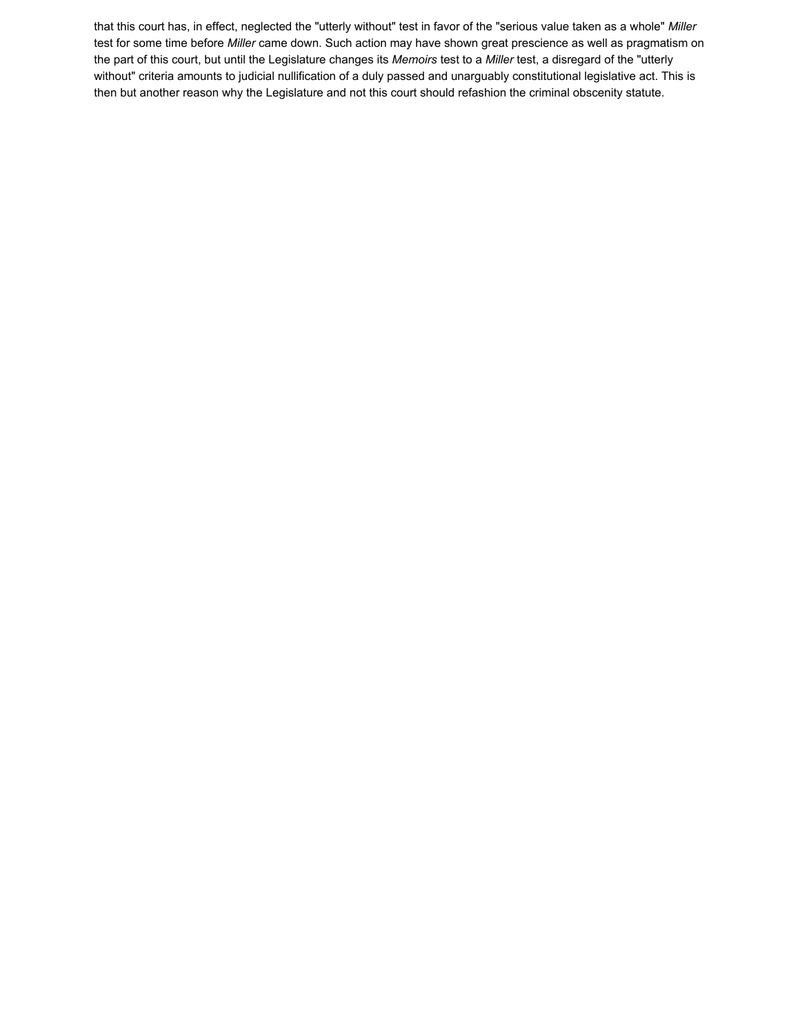that this court has, in effect, neglected the "utterly without" test in favor of the "serious value taken as a whole" *Miller* test for some time before *Miller* came down. Such action may have shown great prescience as well as pragmatism on the part of this court, but until the Legislature changes its *Memoirs* test to a *Miller* test, a disregard of the "utterly without" criteria amounts to judicial nullification of a duly passed and unarguably constitutional legislative act. This is then but another reason why the Legislature and not this court should refashion the criminal obscenity statute.